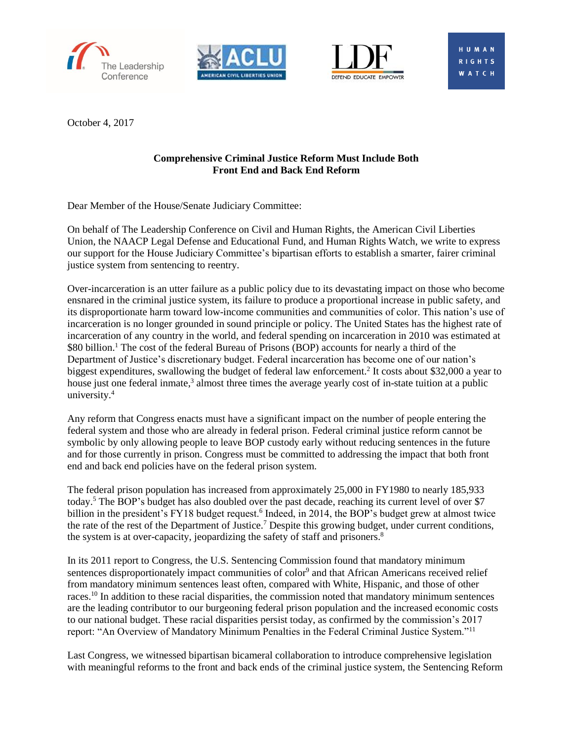The Leadership Conference | ACLU American Civil Liberties Union | LDF Defend Educate Empower | Human Rights Watch

October 4, 2017

**Comprehensive Criminal Justice Reform Must Include Both Front End and Back End Reform**

Dear Member of the House/Senate Judiciary Committee:

On behalf of The Leadership Conference on Civil and Human Rights, the American Civil Liberties Union, the NAACP Legal Defense and Educational Fund, and Human Rights Watch, we write to express our support for the House Judiciary Committee's bipartisan efforts to establish a smarter, fairer criminal justice system from sentencing to reentry.

Over-incarceration is an utter failure as a public policy due to its devastating impact on those who become ensnared in the criminal justice system, its failure to produce a proportional increase in public safety, and its disproportionate harm toward low-income communities and communities of color. This nation's use of incarceration is no longer grounded in sound principle or policy. The United States has the highest rate of incarceration of any country in the world, and federal spending on incarceration in 2010 was estimated at $80 billion.[1] The cost of the federal Bureau of Prisons (BOP) accounts for nearly a third of the Department of Justice's discretionary budget. Federal incarceration has become one of our nation's biggest expenditures, swallowing the budget of federal law enforcement.[2] It costs about $32,000 a year to house just one federal inmate,[3] almost three times the average yearly cost of in-state tuition at a public university.[4]

Any reform that Congress enacts must have a significant impact on the number of people entering the federal system and those who are already in federal prison. Federal criminal justice reform cannot be symbolic by only allowing people to leave BOP custody early without reducing sentences in the future and for those currently in prison. Congress must be committed to addressing the impact that both front end and back end policies have on the federal prison system.

The federal prison population has increased from approximately 25,000 in FY1980 to nearly 185,933 today.[5] The BOP's budget has also doubled over the past decade, reaching its current level of over $7 billion in the president's FY18 budget request.[6] Indeed, in 2014, the BOP's budget grew at almost twice the rate of the rest of the Department of Justice.[7] Despite this growing budget, under current conditions, the system is at over-capacity, jeopardizing the safety of staff and prisoners.[8]

In its 2011 report to Congress, the U.S. Sentencing Commission found that mandatory minimum sentences disproportionately impact communities of color[9] and that African Americans received relief from mandatory minimum sentences least often, compared with White, Hispanic, and those of other races.[10] In addition to these racial disparities, the commission noted that mandatory minimum sentences are the leading contributor to our burgeoning federal prison population and the increased economic costs to our national budget. These racial disparities persist today, as confirmed by the commission's 2017 report: "An Overview of Mandatory Minimum Penalties in the Federal Criminal Justice System."[11]

Last Congress, we witnessed bipartisan bicameral collaboration to introduce comprehensive legislation with meaningful reforms to the front and back ends of the criminal justice system, the Sentencing Reform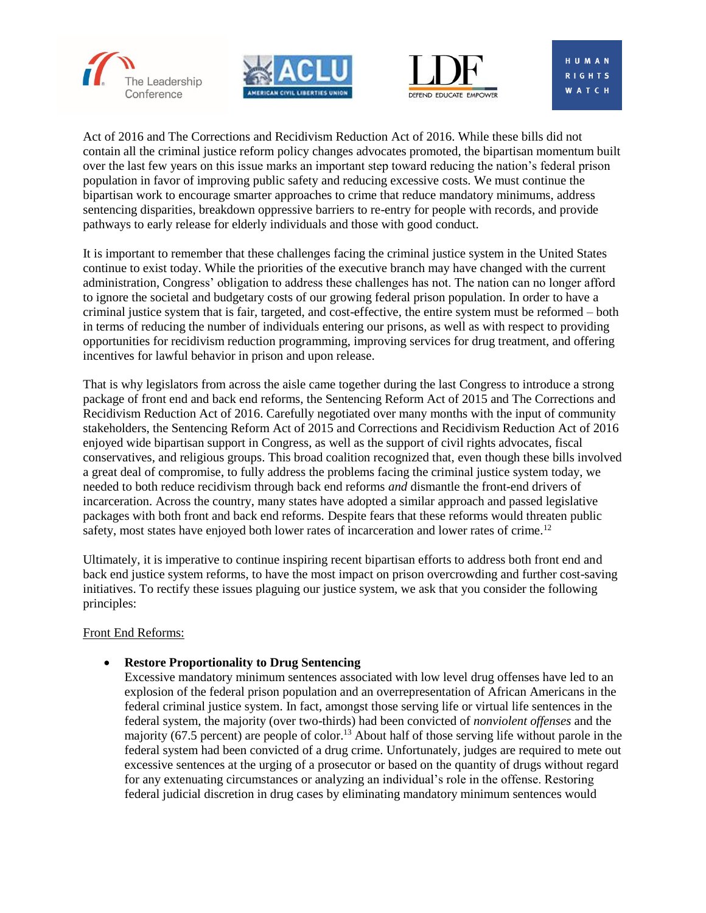Act of 2016 and The Corrections and Recidivism Reduction Act of 2016. While these bills did not contain all the criminal justice reform policy changes advocates promoted, the bipartisan momentum built over the last few years on this issue marks an important step toward reducing the nation's federal prison population in favor of improving public safety and reducing excessive costs. We must continue the bipartisan work to encourage smarter approaches to crime that reduce mandatory minimums, address sentencing disparities, breakdown oppressive barriers to re-entry for people with records, and provide pathways to early release for elderly individuals and those with good conduct.

It is important to remember that these challenges facing the criminal justice system in the United States continue to exist today. While the priorities of the executive branch may have changed with the current administration, Congress' obligation to address these challenges has not. The nation can no longer afford to ignore the societal and budgetary costs of our growing federal prison population. In order to have a criminal justice system that is fair, targeted, and cost-effective, the entire system must be reformed – both in terms of reducing the number of individuals entering our prisons, as well as with respect to providing opportunities for recidivism reduction programming, improving services for drug treatment, and offering incentives for lawful behavior in prison and upon release.

That is why legislators from across the aisle came together during the last Congress to introduce a strong package of front end and back end reforms, the Sentencing Reform Act of 2015 and The Corrections and Recidivism Reduction Act of 2016. Carefully negotiated over many months with the input of community stakeholders, the Sentencing Reform Act of 2015 and Corrections and Recidivism Reduction Act of 2016 enjoyed wide bipartisan support in Congress, as well as the support of civil rights advocates, fiscal conservatives, and religious groups. This broad coalition recognized that, even though these bills involved a great deal of compromise, to fully address the problems facing the criminal justice system today, we needed to both reduce recidivism through back end reforms *and* dismantle the front-end drivers of incarceration. Across the country, many states have adopted a similar approach and passed legislative packages with both front and back end reforms. Despite fears that these reforms would threaten public safety, most states have enjoyed both lower rates of incarceration and lower rates of crime.[12]

Ultimately, it is imperative to continue inspiring recent bipartisan efforts to address both front end and back end justice system reforms, to have the most impact on prison overcrowding and further cost-saving initiatives. To rectify these issues plaguing our justice system, we ask that you consider the following principles:

<u>Front End Reforms:</u>

- **Restore Proportionality to Drug Sentencing**
  Excessive mandatory minimum sentences associated with low level drug offenses have led to an explosion of the federal prison population and an overrepresentation of African Americans in the federal criminal justice system. In fact, amongst those serving life or virtual life sentences in the federal system, the majority (over two-thirds) had been convicted of *nonviolent offenses* and the majority (67.5 percent) are people of color.[13] About half of those serving life without parole in the federal system had been convicted of a drug crime. Unfortunately, judges are required to mete out excessive sentences at the urging of a prosecutor or based on the quantity of drugs without regard for any extenuating circumstances or analyzing an individual's role in the offense. Restoring federal judicial discretion in drug cases by eliminating mandatory minimum sentences would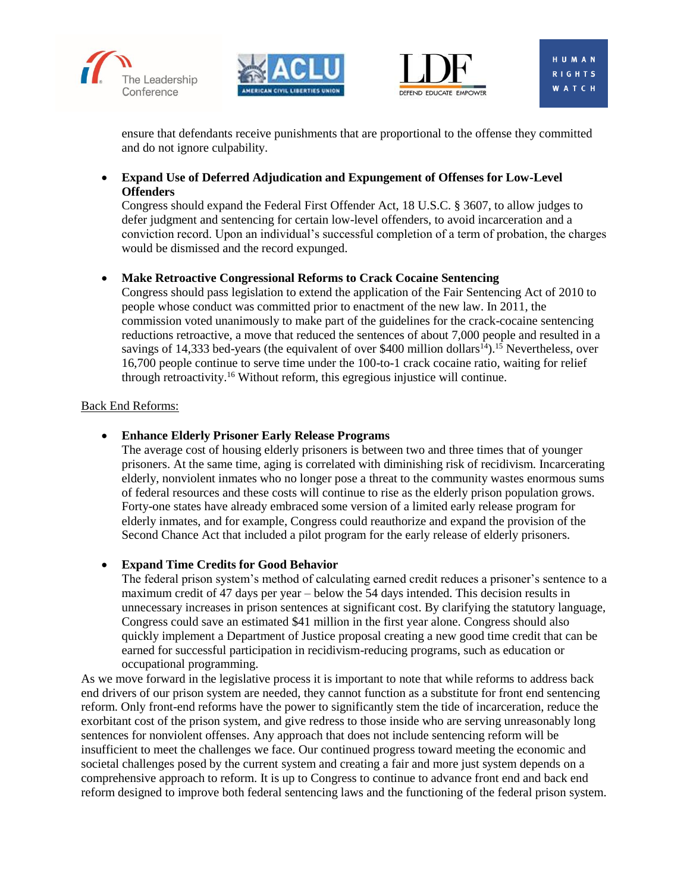ensure that defendants receive punishments that are proportional to the offense they committed and do not ignore culpability.

- **Expand Use of Deferred Adjudication and Expungement of Offenses for Low-Level Offenders**
  Congress should expand the Federal First Offender Act, 18 U.S.C. § 3607, to allow judges to defer judgment and sentencing for certain low-level offenders, to avoid incarceration and a conviction record. Upon an individual's successful completion of a term of probation, the charges would be dismissed and the record expunged.

- **Make Retroactive Congressional Reforms to Crack Cocaine Sentencing**
  Congress should pass legislation to extend the application of the Fair Sentencing Act of 2010 to people whose conduct was committed prior to enactment of the new law. In 2011, the commission voted unanimously to make part of the guidelines for the crack-cocaine sentencing reductions retroactive, a move that reduced the sentences of about 7,000 people and resulted in a savings of 14,333 bed-years (the equivalent of over $400 million dollars[14]).[15] Nevertheless, over 16,700 people continue to serve time under the 100-to-1 crack cocaine ratio, waiting for relief through retroactivity.[16] Without reform, this egregious injustice will continue.

<u>Back End Reforms:</u>

- **Enhance Elderly Prisoner Early Release Programs**
  The average cost of housing elderly prisoners is between two and three times that of younger prisoners. At the same time, aging is correlated with diminishing risk of recidivism. Incarcerating elderly, nonviolent inmates who no longer pose a threat to the community wastes enormous sums of federal resources and these costs will continue to rise as the elderly prison population grows. Forty-one states have already embraced some version of a limited early release program for elderly inmates, and for example, Congress could reauthorize and expand the provision of the Second Chance Act that included a pilot program for the early release of elderly prisoners.

- **Expand Time Credits for Good Behavior**
  The federal prison system's method of calculating earned credit reduces a prisoner's sentence to a maximum credit of 47 days per year – below the 54 days intended. This decision results in unnecessary increases in prison sentences at significant cost. By clarifying the statutory language, Congress could save an estimated $41 million in the first year alone. Congress should also quickly implement a Department of Justice proposal creating a new good time credit that can be earned for successful participation in recidivism-reducing programs, such as education or occupational programming.

As we move forward in the legislative process it is important to note that while reforms to address back end drivers of our prison system are needed, they cannot function as a substitute for front end sentencing reform. Only front-end reforms have the power to significantly stem the tide of incarceration, reduce the exorbitant cost of the prison system, and give redress to those inside who are serving unreasonably long sentences for nonviolent offenses. Any approach that does not include sentencing reform will be insufficient to meet the challenges we face. Our continued progress toward meeting the economic and societal challenges posed by the current system and creating a fair and more just system depends on a comprehensive approach to reform. It is up to Congress to continue to advance front end and back end reform designed to improve both federal sentencing laws and the functioning of the federal prison system.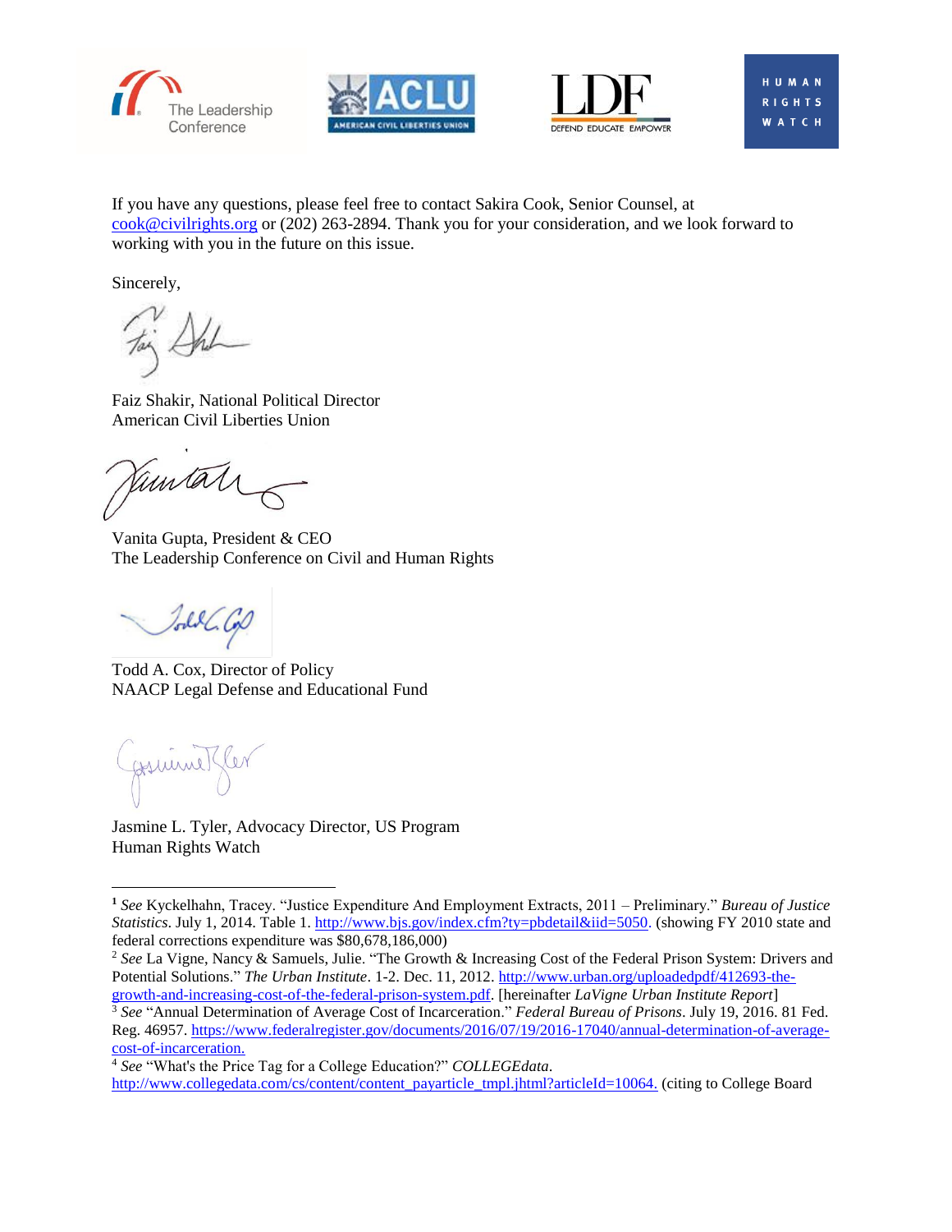If you have any questions, please feel free to contact Sakira Cook, Senior Counsel, at cook@civilrights.org or (202) 263-2894. Thank you for your consideration, and we look forward to working with you in the future on this issue.

Sincerely,

Faiz Shakir, National Political Director
American Civil Liberties Union

Vanita Gupta, President & CEO
The Leadership Conference on Civil and Human Rights

Todd A. Cox, Director of Policy
NAACP Legal Defense and Educational Fund

Jasmine L. Tyler, Advocacy Director, US Program
Human Rights Watch

---

[1] *See* Kyckelhahn, Tracey. "Justice Expenditure And Employment Extracts, 2011 – Preliminary." *Bureau of Justice Statistics*. July 1, 2014. Table 1. http://www.bjs.gov/index.cfm?ty=pbdetail&iid=5050. (showing FY 2010 state and federal corrections expenditure was $80,678,186,000)

[2] *See* La Vigne, Nancy & Samuels, Julie. "The Growth & Increasing Cost of the Federal Prison System: Drivers and Potential Solutions." *The Urban Institute*. 1-2. Dec. 11, 2012. http://www.urban.org/uploadedpdf/412693-the-growth-and-increasing-cost-of-the-federal-prison-system.pdf. [hereinafter *LaVigne Urban Institute Report*]

[3] *See* "Annual Determination of Average Cost of Incarceration." *Federal Bureau of Prisons*. July 19, 2016. 81 Fed. Reg. 46957. https://www.federalregister.gov/documents/2016/07/19/2016-17040/annual-determination-of-average-cost-of-incarceration.

[4] *See* "What's the Price Tag for a College Education?" *COLLEGEdata*. http://www.collegedata.com/cs/content/content_payarticle_tmpl.jhtml?articleId=10064. (citing to College Board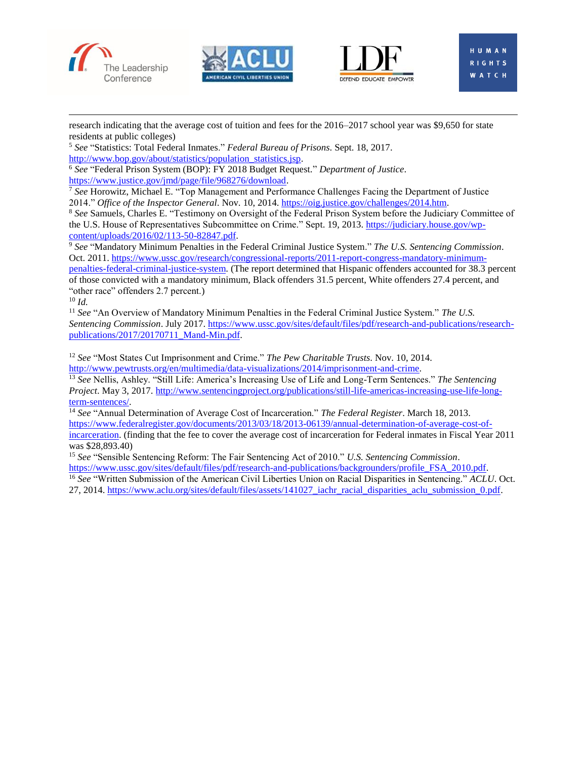research indicating that the average cost of tuition and fees for the 2016–2017 school year was $9,650 for state residents at public colleges)

[5] *See* “Statistics: Total Federal Inmates.” *Federal Bureau of Prisons*. Sept. 18, 2017. http://www.bop.gov/about/statistics/population_statistics.jsp.

[6] *See* “Federal Prison System (BOP): FY 2018 Budget Request.” *Department of Justice*. https://www.justice.gov/jmd/page/file/968276/download.

[7] *See* Horowitz, Michael E. “Top Management and Performance Challenges Facing the Department of Justice 2014.” *Office of the Inspector General*. Nov. 10, 2014. https://oig.justice.gov/challenges/2014.htm.

[8] *See* Samuels, Charles E. “Testimony on Oversight of the Federal Prison System before the Judiciary Committee of the U.S. House of Representatives Subcommittee on Crime.” Sept. 19, 2013. https://judiciary.house.gov/wp-content/uploads/2016/02/113-50-82847.pdf.

[9] *See* “Mandatory Minimum Penalties in the Federal Criminal Justice System.” *The U.S. Sentencing Commission*. Oct. 2011. https://www.ussc.gov/research/congressional-reports/2011-report-congress-mandatory-minimum-penalties-federal-criminal-justice-system. (The report determined that Hispanic offenders accounted for 38.3 percent of those convicted with a mandatory minimum, Black offenders 31.5 percent, White offenders 27.4 percent, and “other race” offenders 2.7 percent.)

[10] *Id.*

[11] *See* “An Overview of Mandatory Minimum Penalties in the Federal Criminal Justice System.” *The U.S. Sentencing Commission*. July 2017. https://www.ussc.gov/sites/default/files/pdf/research-and-publications/research-publications/2017/20170711_Mand-Min.pdf.

[12] *See* “Most States Cut Imprisonment and Crime.” *The Pew Charitable Trusts*. Nov. 10, 2014. http://www.pewtrusts.org/en/multimedia/data-visualizations/2014/imprisonment-and-crime.

[13] *See* Nellis, Ashley. “Still Life: America’s Increasing Use of Life and Long-Term Sentences.” *The Sentencing Project*. May 3, 2017. http://www.sentencingproject.org/publications/still-life-americas-increasing-use-life-long-term-sentences/.

[14] *See* “Annual Determination of Average Cost of Incarceration.” *The Federal Register*. March 18, 2013. https://www.federalregister.gov/documents/2013/03/18/2013-06139/annual-determination-of-average-cost-of-incarceration. (finding that the fee to cover the average cost of incarceration for Federal inmates in Fiscal Year 2011 was $28,893.40)

[15] *See* “Sensible Sentencing Reform: The Fair Sentencing Act of 2010.” *U.S. Sentencing Commission*. https://www.ussc.gov/sites/default/files/pdf/research-and-publications/backgrounders/profile_FSA_2010.pdf.

[16] *See* “Written Submission of the American Civil Liberties Union on Racial Disparities in Sentencing.” *ACLU*. Oct. 27, 2014. https://www.aclu.org/sites/default/files/assets/141027_iachr_racial_disparities_aclu_submission_0.pdf.